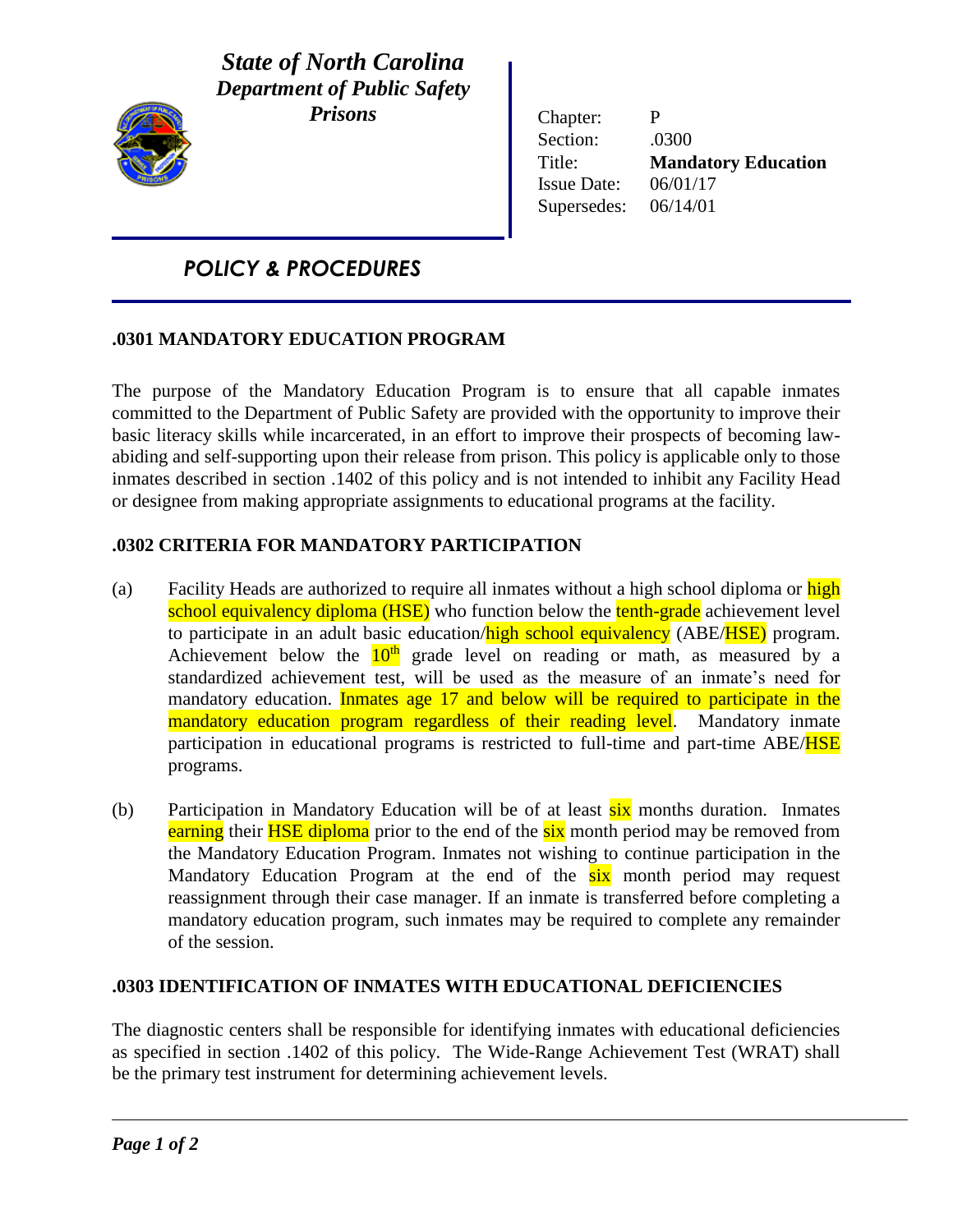*State of North Carolina*
*Department of Public Safety*
*Prisons*

| | |
|---|---|
| Chapter: | P |
| Section: | .0300 |
| Title: | **Mandatory Education** |
| Issue Date: | 06/01/17 |
| Supersedes: | 06/14/01 |

## *POLICY & PROCEDURES*

### .0301 MANDATORY EDUCATION PROGRAM

The purpose of the Mandatory Education Program is to ensure that all capable inmates committed to the Department of Public Safety are provided with the opportunity to improve their basic literacy skills while incarcerated, in an effort to improve their prospects of becoming law-abiding and self-supporting upon their release from prison. This policy is applicable only to those inmates described in section .1402 of this policy and is not intended to inhibit any Facility Head or designee from making appropriate assignments to educational programs at the facility.

### .0302 CRITERIA FOR MANDATORY PARTICIPATION

(a) Facility Heads are authorized to require all inmates without a high school diploma or high school equivalency diploma (HSE) who function below the tenth-grade achievement level to participate in an adult basic education/high school equivalency (ABE/HSE) program. Achievement below the 10th grade level on reading or math, as measured by a standardized achievement test, will be used as the measure of an inmate's need for mandatory education. Inmates age 17 and below will be required to participate in the mandatory education program regardless of their reading level. Mandatory inmate participation in educational programs is restricted to full-time and part-time ABE/HSE programs.

(b) Participation in Mandatory Education will be of at least six months duration. Inmates earning their HSE diploma prior to the end of the six month period may be removed from the Mandatory Education Program. Inmates not wishing to continue participation in the Mandatory Education Program at the end of the six month period may request reassignment through their case manager. If an inmate is transferred before completing a mandatory education program, such inmates may be required to complete any remainder of the session.

### .0303 IDENTIFICATION OF INMATES WITH EDUCATIONAL DEFICIENCIES

The diagnostic centers shall be responsible for identifying inmates with educational deficiencies as specified in section .1402 of this policy. The Wide-Range Achievement Test (WRAT) shall be the primary test instrument for determining achievement levels.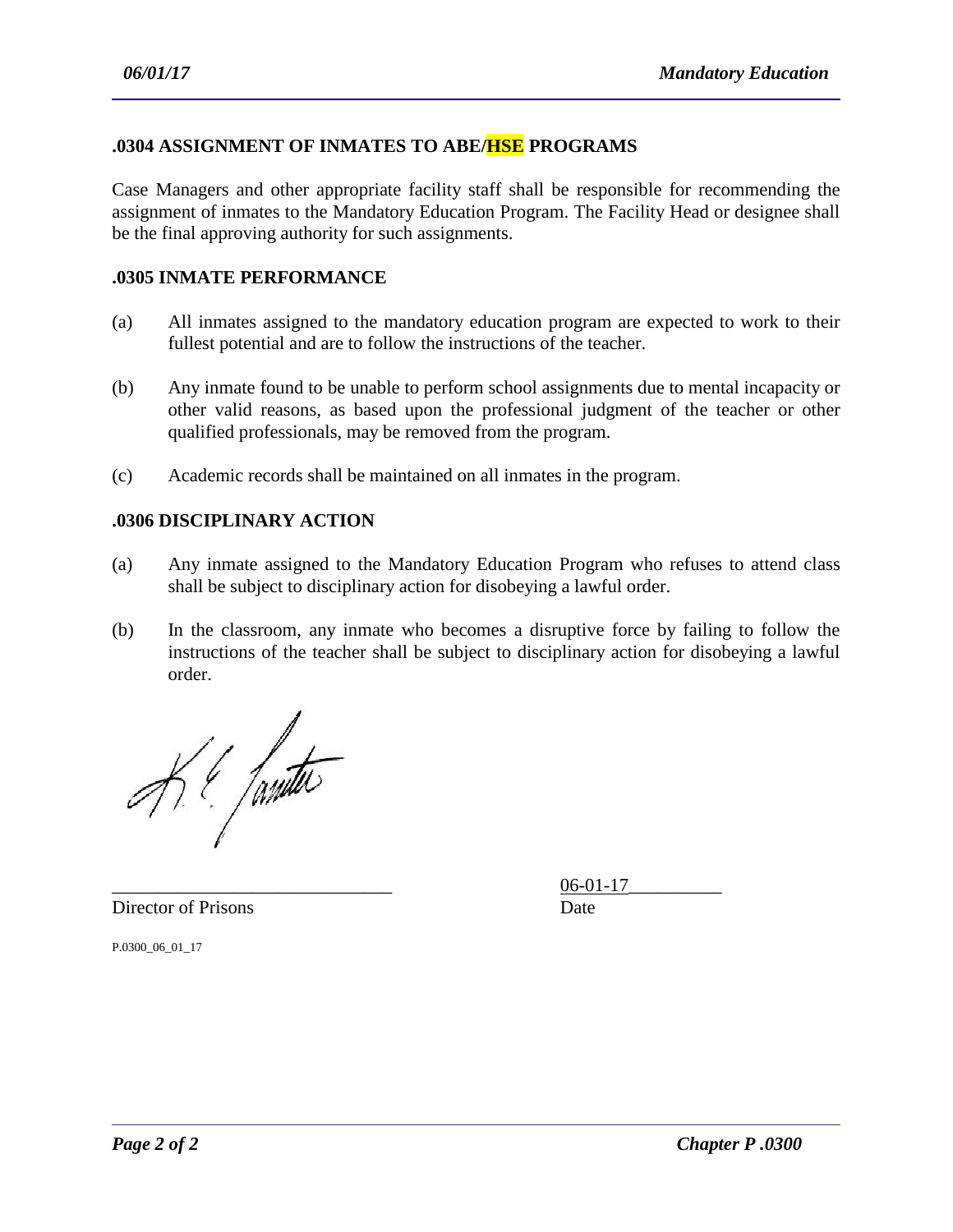### .0304 ASSIGNMENT OF INMATES TO ABE/HSE PROGRAMS

Case Managers and other appropriate facility staff shall be responsible for recommending the assignment of inmates to the Mandatory Education Program. The Facility Head or designee shall be the final approving authority for such assignments.

### .0305 INMATE PERFORMANCE

(a) All inmates assigned to the mandatory education program are expected to work to their fullest potential and are to follow the instructions of the teacher.

(b) Any inmate found to be unable to perform school assignments due to mental incapacity or other valid reasons, as based upon the professional judgment of the teacher or other qualified professionals, may be removed from the program.

(c) Academic records shall be maintained on all inmates in the program.

### .0306 DISCIPLINARY ACTION

(a) Any inmate assigned to the Mandatory Education Program who refuses to attend class shall be subject to disciplinary action for disobeying a lawful order.

(b) In the classroom, any inmate who becomes a disruptive force by failing to follow the instructions of the teacher shall be subject to disciplinary action for disobeying a lawful order.

_____________________________ 06-01-17__________

Director of Prisons Date

P.0300_06_01_17